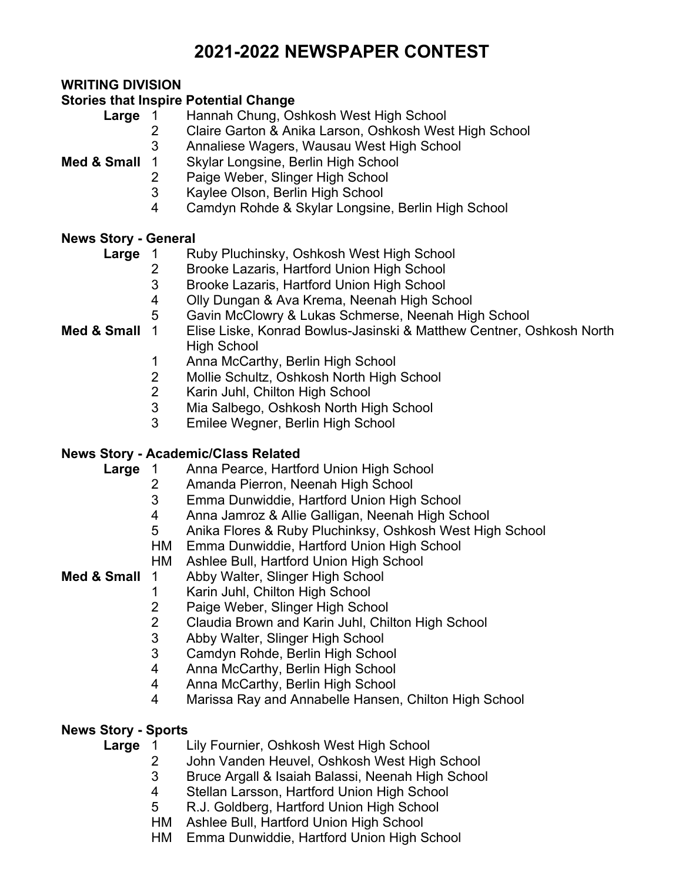# 2021-2022 NEWSPAPER CONTEST

## WRITING DIVISION

### Stories that Inspire Potential Change

**Large**
1 Hannah Chung, Oshkosh West High School
2 Claire Garton & Anika Larson, Oshkosh West High School
3 Annaliese Wagers, Wausau West High School

**Med & Small**
1 Skylar Longsine, Berlin High School
2 Paige Weber, Slinger High School
3 Kaylee Olson, Berlin High School
4 Camdyn Rohde & Skylar Longsine, Berlin High School

### News Story - General

**Large**
1 Ruby Pluchinsky, Oshkosh West High School
2 Brooke Lazaris, Hartford Union High School
3 Brooke Lazaris, Hartford Union High School
4 Olly Dungan & Ava Krema, Neenah High School
5 Gavin McClowry & Lukas Schmerse, Neenah High School

**Med & Small**
1 Elise Liske, Konrad Bowlus-Jasinski & Matthew Centner, Oshkosh North High School
1 Anna McCarthy, Berlin High School
2 Mollie Schultz, Oshkosh North High School
2 Karin Juhl, Chilton High School
3 Mia Salbego, Oshkosh North High School
3 Emilee Wegner, Berlin High School

### News Story - Academic/Class Related

**Large**
1 Anna Pearce, Hartford Union High School
2 Amanda Pierron, Neenah High School
3 Emma Dunwiddie, Hartford Union High School
4 Anna Jamroz & Allie Galligan, Neenah High School
5 Anika Flores & Ruby Pluchinksy, Oshkosh West High School
HM Emma Dunwiddie, Hartford Union High School
HM Ashlee Bull, Hartford Union High School

**Med & Small**
1 Abby Walter, Slinger High School
1 Karin Juhl, Chilton High School
2 Paige Weber, Slinger High School
2 Claudia Brown and Karin Juhl, Chilton High School
3 Abby Walter, Slinger High School
3 Camdyn Rohde, Berlin High School
4 Anna McCarthy, Berlin High School
4 Anna McCarthy, Berlin High School
4 Marissa Ray and Annabelle Hansen, Chilton High School

### News Story - Sports

**Large**
1 Lily Fournier, Oshkosh West High School
2 John Vanden Heuvel, Oshkosh West High School
3 Bruce Argall & Isaiah Balassi, Neenah High School
4 Stellan Larsson, Hartford Union High School
5 R.J. Goldberg, Hartford Union High School
HM Ashlee Bull, Hartford Union High School
HM Emma Dunwiddie, Hartford Union High School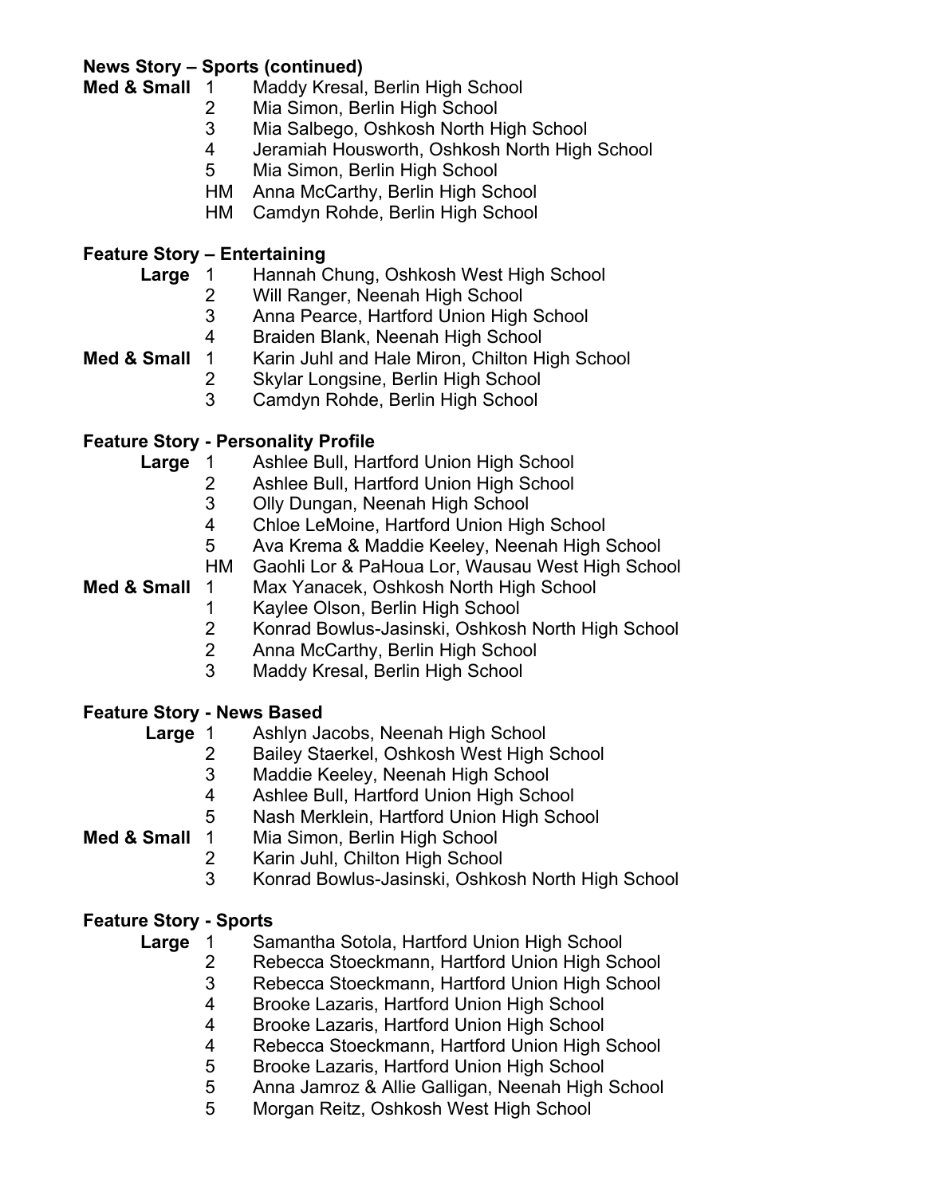**News Story – Sports (continued)**

**Med & Small**
1. Maddy Kresal, Berlin High School
2. Mia Simon, Berlin High School
3. Mia Salbego, Oshkosh North High School
4. Jeramiah Housworth, Oshkosh North High School
5. Mia Simon, Berlin High School

HM Anna McCarthy, Berlin High School
HM Camdyn Rohde, Berlin High School

**Feature Story – Entertaining**

**Large**
1. Hannah Chung, Oshkosh West High School
2. Will Ranger, Neenah High School
3. Anna Pearce, Hartford Union High School
4. Braiden Blank, Neenah High School

**Med & Small**
1. Karin Juhl and Hale Miron, Chilton High School
2. Skylar Longsine, Berlin High School
3. Camdyn Rohde, Berlin High School

**Feature Story - Personality Profile**

**Large**
1. Ashlee Bull, Hartford Union High School
2. Ashlee Bull, Hartford Union High School
3. Olly Dungan, Neenah High School
4. Chloe LeMoine, Hartford Union High School
5. Ava Krema & Maddie Keeley, Neenah High School

HM Gaohli Lor & PaHoua Lor, Wausau West High School

**Med & Small**

1 Max Yanacek, Oshkosh North High School
1 Kaylee Olson, Berlin High School
2 Konrad Bowlus-Jasinski, Oshkosh North High School
2 Anna McCarthy, Berlin High School
3 Maddy Kresal, Berlin High School

**Feature Story - News Based**

**Large**
1. Ashlyn Jacobs, Neenah High School
2. Bailey Staerkel, Oshkosh West High School
3. Maddie Keeley, Neenah High School
4. Ashlee Bull, Hartford Union High School
5. Nash Merklein, Hartford Union High School

**Med & Small**
1. Mia Simon, Berlin High School
2. Karin Juhl, Chilton High School
3. Konrad Bowlus-Jasinski, Oshkosh North High School

**Feature Story - Sports**

**Large**

1 Samantha Sotola, Hartford Union High School
2 Rebecca Stoeckmann, Hartford Union High School
3 Rebecca Stoeckmann, Hartford Union High School
4 Brooke Lazaris, Hartford Union High School
4 Brooke Lazaris, Hartford Union High School
4 Rebecca Stoeckmann, Hartford Union High School
5 Brooke Lazaris, Hartford Union High School
5 Anna Jamroz & Allie Galligan, Neenah High School
5 Morgan Reitz, Oshkosh West High School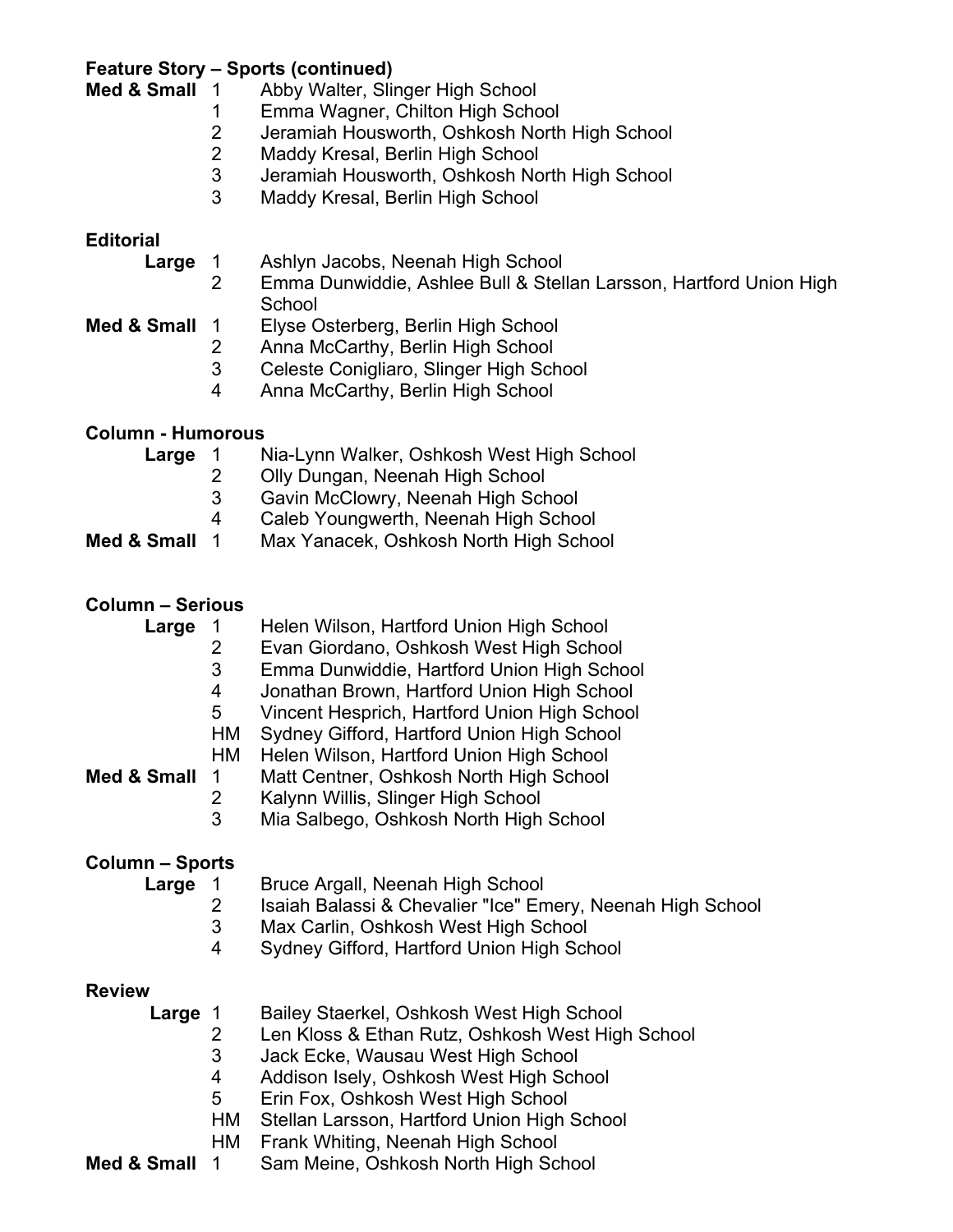**Feature Story – Sports (continued)**

**Med & Small**
- 1 Abby Walter, Slinger High School
- 1 Emma Wagner, Chilton High School
- 2 Jeramiah Housworth, Oshkosh North High School
- 2 Maddy Kresal, Berlin High School
- 3 Jeramiah Housworth, Oshkosh North High School
- 3 Maddy Kresal, Berlin High School

**Editorial**

**Large**
- 1 Ashlyn Jacobs, Neenah High School
- 2 Emma Dunwiddie, Ashlee Bull & Stellan Larsson, Hartford Union High School

**Med & Small**
- 1 Elyse Osterberg, Berlin High School
- 2 Anna McCarthy, Berlin High School
- 3 Celeste Conigliaro, Slinger High School
- 4 Anna McCarthy, Berlin High School

**Column - Humorous**

**Large**
- 1 Nia-Lynn Walker, Oshkosh West High School
- 2 Olly Dungan, Neenah High School
- 3 Gavin McClowry, Neenah High School
- 4 Caleb Youngwerth, Neenah High School

**Med & Small**
- 1 Max Yanacek, Oshkosh North High School

**Column – Serious**

**Large**
- 1 Helen Wilson, Hartford Union High School
- 2 Evan Giordano, Oshkosh West High School
- 3 Emma Dunwiddie, Hartford Union High School
- 4 Jonathan Brown, Hartford Union High School
- 5 Vincent Hesprich, Hartford Union High School
- HM Sydney Gifford, Hartford Union High School
- HM Helen Wilson, Hartford Union High School

**Med & Small**
- 1 Matt Centner, Oshkosh North High School
- 2 Kalynn Willis, Slinger High School
- 3 Mia Salbego, Oshkosh North High School

**Column – Sports**

**Large**
- 1 Bruce Argall, Neenah High School
- 2 Isaiah Balassi & Chevalier "Ice" Emery, Neenah High School
- 3 Max Carlin, Oshkosh West High School
- 4 Sydney Gifford, Hartford Union High School

**Review**

**Large**
- 1 Bailey Staerkel, Oshkosh West High School
- 2 Len Kloss & Ethan Rutz, Oshkosh West High School
- 3 Jack Ecke, Wausau West High School
- 4 Addison Isely, Oshkosh West High School
- 5 Erin Fox, Oshkosh West High School
- HM Stellan Larsson, Hartford Union High School
- HM Frank Whiting, Neenah High School

**Med & Small**
- 1 Sam Meine, Oshkosh North High School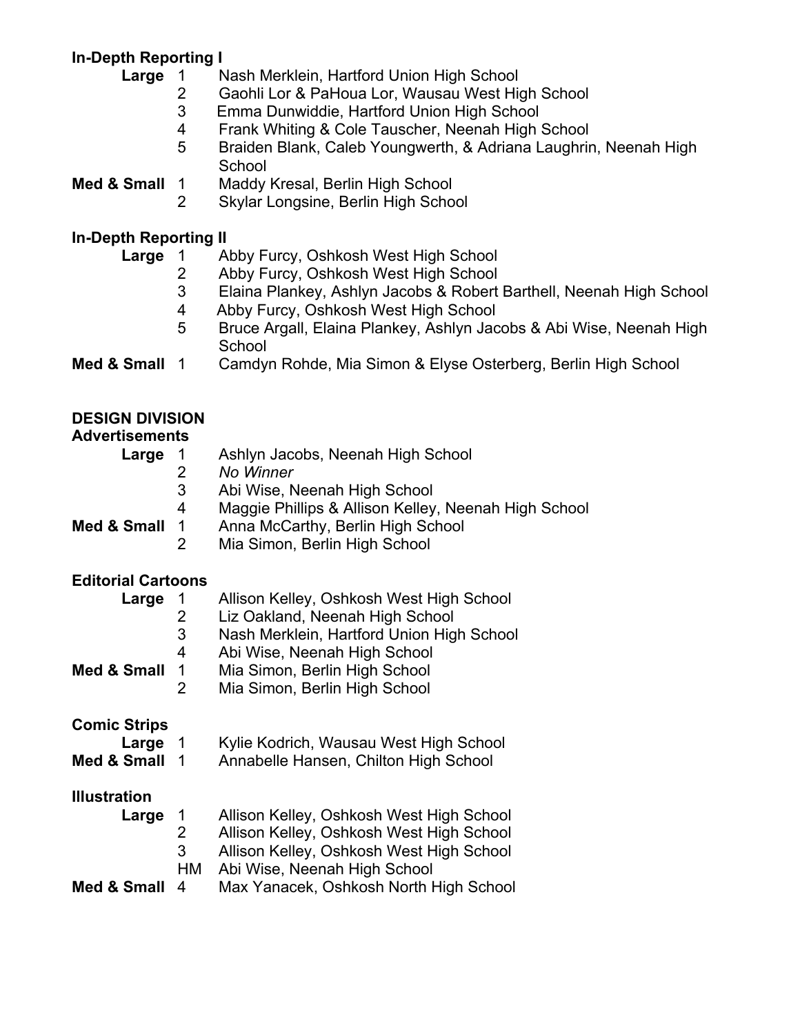**In-Depth Reporting I**

| | | |
|---|---|---|
| **Large** | 1 | Nash Merklein, Hartford Union High School |
| | 2 | Gaohli Lor & PaHoua Lor, Wausau West High School |
| | 3 | Emma Dunwiddie, Hartford Union High School |
| | 4 | Frank Whiting & Cole Tauscher, Neenah High School |
| | 5 | Braiden Blank, Caleb Youngwerth, & Adriana Laughrin, Neenah High School |
| **Med & Small** | 1 | Maddy Kresal, Berlin High School |
| | 2 | Skylar Longsine, Berlin High School |

**In-Depth Reporting II**

| | | |
|---|---|---|
| **Large** | 1 | Abby Furcy, Oshkosh West High School |
| | 2 | Abby Furcy, Oshkosh West High School |
| | 3 | Elaina Plankey, Ashlyn Jacobs & Robert Barthell, Neenah High School |
| | 4 | Abby Furcy, Oshkosh West High School |
| | 5 | Bruce Argall, Elaina Plankey, Ashlyn Jacobs & Abi Wise, Neenah High School |
| **Med & Small** | 1 | Camdyn Rohde, Mia Simon & Elyse Osterberg, Berlin High School |

## DESIGN DIVISION

**Advertisements**

| | | |
|---|---|---|
| **Large** | 1 | Ashlyn Jacobs, Neenah High School |
| | 2 | *No Winner* |
| | 3 | Abi Wise, Neenah High School |
| | 4 | Maggie Phillips & Allison Kelley, Neenah High School |
| **Med & Small** | 1 | Anna McCarthy, Berlin High School |
| | 2 | Mia Simon, Berlin High School |

**Editorial Cartoons**

| | | |
|---|---|---|
| **Large** | 1 | Allison Kelley, Oshkosh West High School |
| | 2 | Liz Oakland, Neenah High School |
| | 3 | Nash Merklein, Hartford Union High School |
| | 4 | Abi Wise, Neenah High School |
| **Med & Small** | 1 | Mia Simon, Berlin High School |
| | 2 | Mia Simon, Berlin High School |

**Comic Strips**

| | | |
|---|---|---|
| **Large** | 1 | Kylie Kodrich, Wausau West High School |
| **Med & Small** | 1 | Annabelle Hansen, Chilton High School |

**Illustration**

| | | |
|---|---|---|
| **Large** | 1 | Allison Kelley, Oshkosh West High School |
| | 2 | Allison Kelley, Oshkosh West High School |
| | 3 | Allison Kelley, Oshkosh West High School |
| | HM | Abi Wise, Neenah High School |
| **Med & Small** | 4 | Max Yanacek, Oshkosh North High School |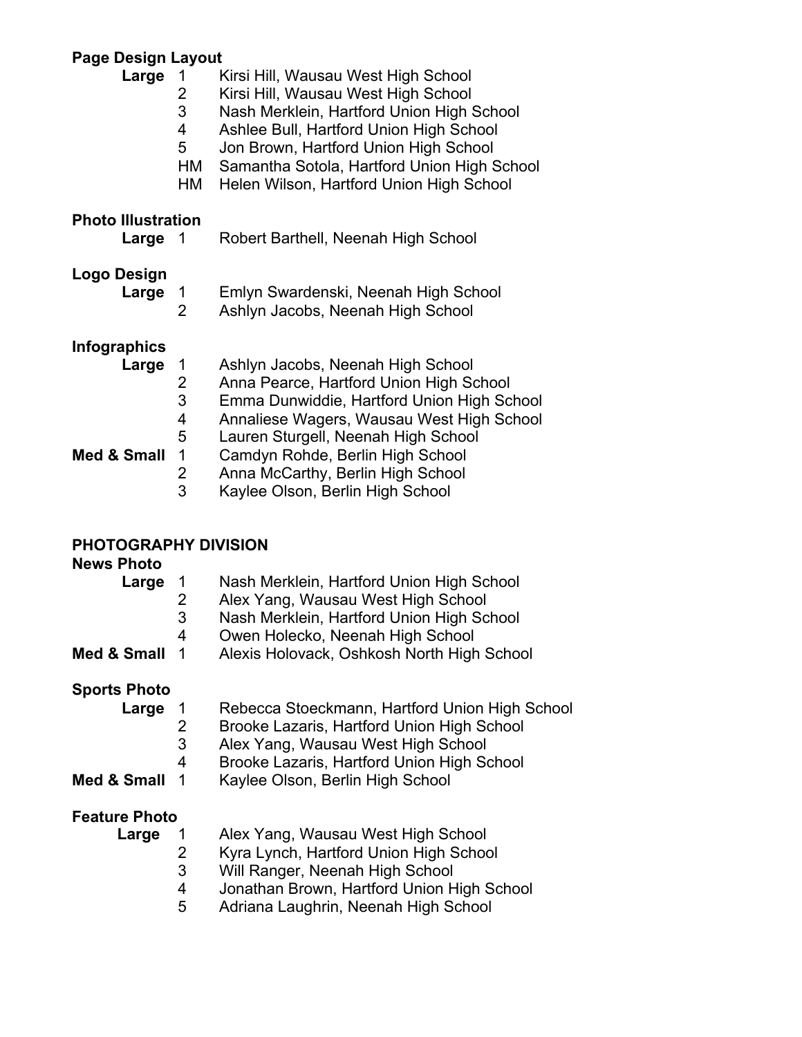**Page Design Layout**

**Large**
1 Kirsi Hill, Wausau West High School
2 Kirsi Hill, Wausau West High School
3 Nash Merklein, Hartford Union High School
4 Ashlee Bull, Hartford Union High School
5 Jon Brown, Hartford Union High School
HM Samantha Sotola, Hartford Union High School
HM Helen Wilson, Hartford Union High School

**Photo Illustration**

**Large**
1 Robert Barthell, Neenah High School

**Logo Design**

**Large**
1 Emlyn Swardenski, Neenah High School
2 Ashlyn Jacobs, Neenah High School

**Infographics**

**Large**
1 Ashlyn Jacobs, Neenah High School
2 Anna Pearce, Hartford Union High School
3 Emma Dunwiddie, Hartford Union High School
4 Annaliese Wagers, Wausau West High School
5 Lauren Sturgell, Neenah High School

**Med & Small**
1 Camdyn Rohde, Berlin High School
2 Anna McCarthy, Berlin High School
3 Kaylee Olson, Berlin High School

## PHOTOGRAPHY DIVISION

**News Photo**

**Large**
1 Nash Merklein, Hartford Union High School
2 Alex Yang, Wausau West High School
3 Nash Merklein, Hartford Union High School
4 Owen Holecko, Neenah High School

**Med & Small**
1 Alexis Holovack, Oshkosh North High School

**Sports Photo**

**Large**
1 Rebecca Stoeckmann, Hartford Union High School
2 Brooke Lazaris, Hartford Union High School
3 Alex Yang, Wausau West High School
4 Brooke Lazaris, Hartford Union High School

**Med & Small**
1 Kaylee Olson, Berlin High School

**Feature Photo**

**Large**
1 Alex Yang, Wausau West High School
2 Kyra Lynch, Hartford Union High School
3 Will Ranger, Neenah High School
4 Jonathan Brown, Hartford Union High School
5 Adriana Laughrin, Neenah High School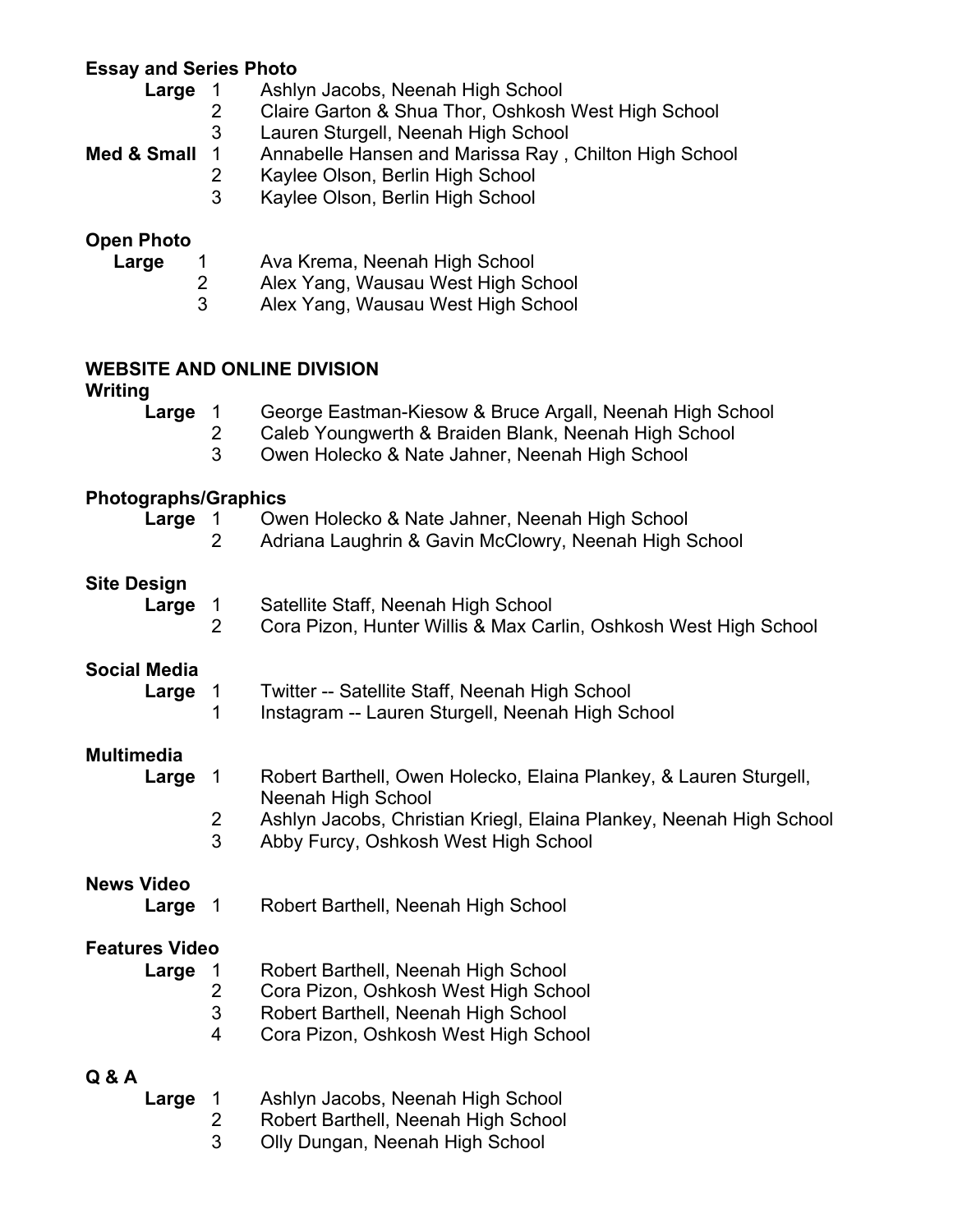**Essay and Series Photo**

**Large**
1. Ashlyn Jacobs, Neenah High School
2. Claire Garton & Shua Thor, Oshkosh West High School
3. Lauren Sturgell, Neenah High School

**Med & Small**
1. Annabelle Hansen and Marissa Ray , Chilton High School
2. Kaylee Olson, Berlin High School
3. Kaylee Olson, Berlin High School

**Open Photo**

**Large**
1. Ava Krema, Neenah High School
2. Alex Yang, Wausau West High School
3. Alex Yang, Wausau West High School

## WEBSITE AND ONLINE DIVISION

**Writing**

**Large**
1. George Eastman-Kiesow & Bruce Argall, Neenah High School
2. Caleb Youngwerth & Braiden Blank, Neenah High School
3. Owen Holecko & Nate Jahner, Neenah High School

**Photographs/Graphics**

**Large**
1. Owen Holecko & Nate Jahner, Neenah High School
2. Adriana Laughrin & Gavin McClowry, Neenah High School

**Site Design**

**Large**
1. Satellite Staff, Neenah High School
2. Cora Pizon, Hunter Willis & Max Carlin, Oshkosh West High School

**Social Media**

**Large**

1 Twitter -- Satellite Staff, Neenah High School

1 Instagram -- Lauren Sturgell, Neenah High School

**Multimedia**

**Large**
1. Robert Barthell, Owen Holecko, Elaina Plankey, & Lauren Sturgell, Neenah High School
2. Ashlyn Jacobs, Christian Kriegl, Elaina Plankey, Neenah High School
3. Abby Furcy, Oshkosh West High School

**News Video**

**Large**
1. Robert Barthell, Neenah High School

**Features Video**

**Large**
1. Robert Barthell, Neenah High School
2. Cora Pizon, Oshkosh West High School
3. Robert Barthell, Neenah High School
4. Cora Pizon, Oshkosh West High School

**Q & A**

**Large**
1. Ashlyn Jacobs, Neenah High School
2. Robert Barthell, Neenah High School
3. Olly Dungan, Neenah High School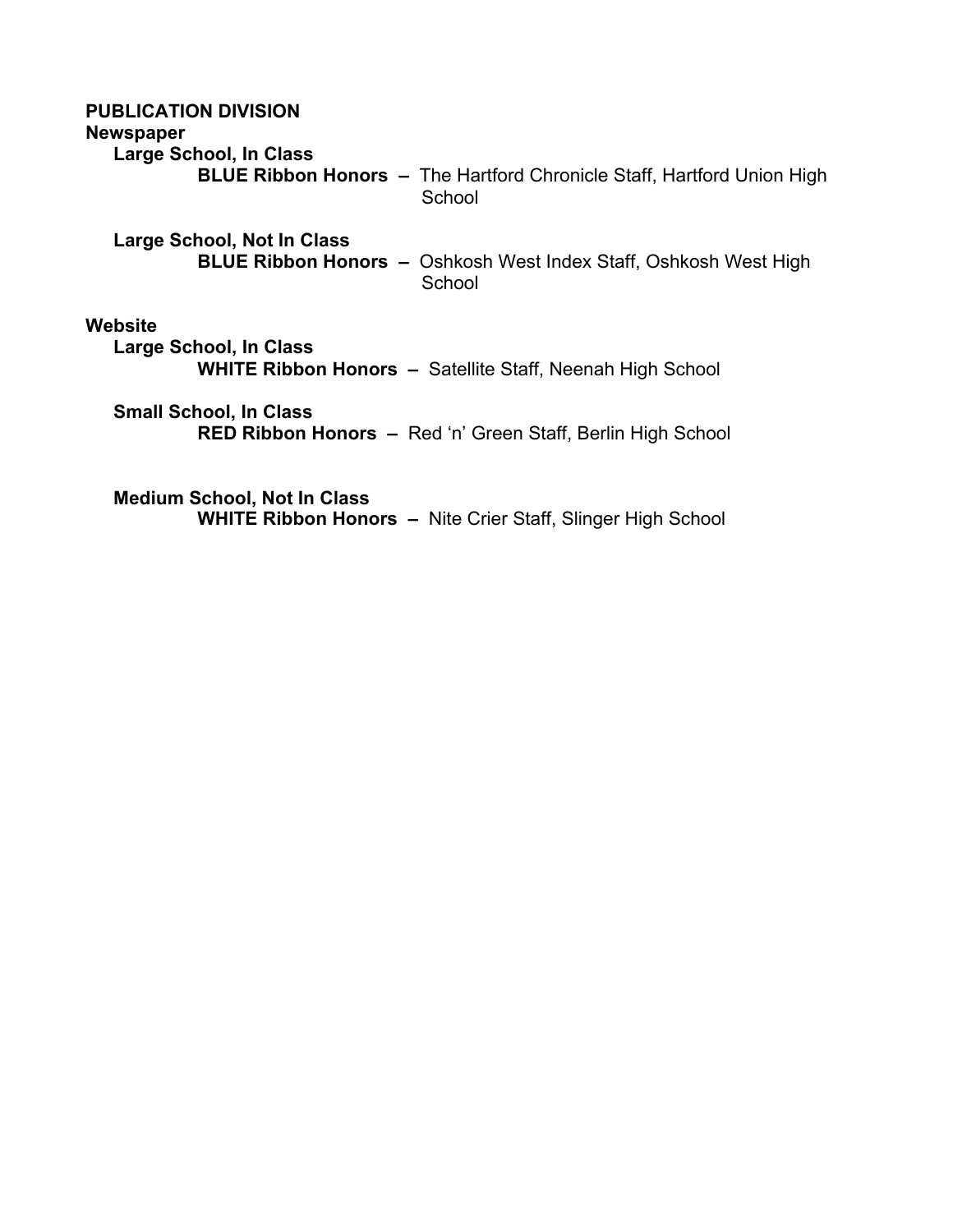**PUBLICATION DIVISION**

**Newspaper**

**Large School, In Class**

**BLUE Ribbon Honors –** The Hartford Chronicle Staff, Hartford Union High School

**Large School, Not In Class**

**BLUE Ribbon Honors –** Oshkosh West Index Staff, Oshkosh West High School

**Website**

**Large School, In Class**

**WHITE Ribbon Honors –** Satellite Staff, Neenah High School

**Small School, In Class**

**RED Ribbon Honors –** Red 'n' Green Staff, Berlin High School

**Medium School, Not In Class**

**WHITE Ribbon Honors –** Nite Crier Staff, Slinger High School